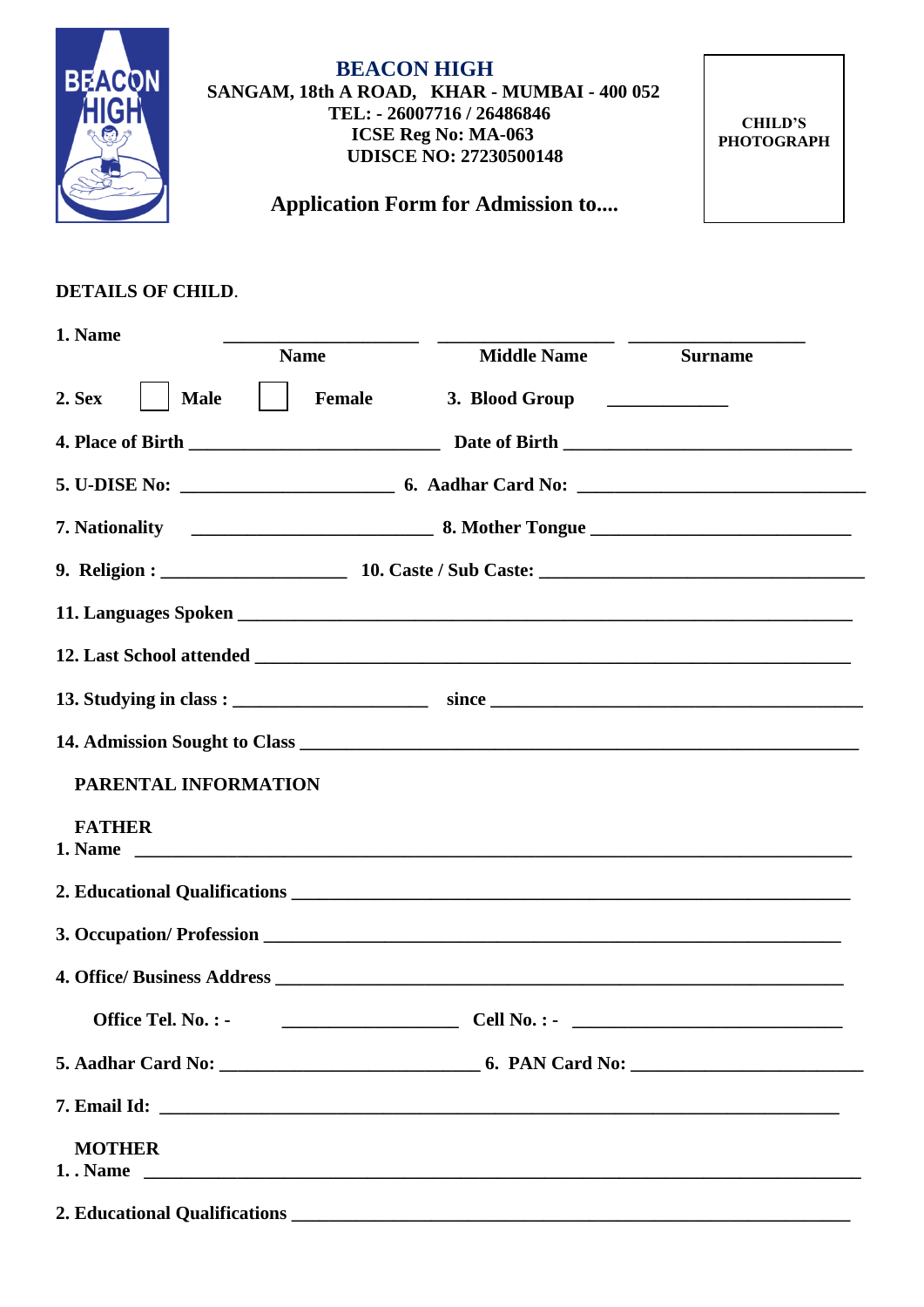# BEACON HIGH

**SANGAM, 18th A ROAD, KHAR - MUMBAI - 400 052**
**TEL: - 26007716 / 26486846**
**ICSE Reg No: MA-063**
**UDISCE NO: 27230500148**

**CHILD'S PHOTOGRAPH**

## Application Form for Admission to....

**DETAILS OF CHILD.**

**1. Name** ____________________ ____________________ ____________________
**Name** **Middle Name** **Surname**

**2. Sex** ☐ **Male** ☐ **Female** **3. Blood Group** ____________

**4. Place of Birth** __________________________ **Date of Birth** ______________________________

**5. U-DISE No:** ______________________ **6. Aadhar Card No:** ______________________________

**7. Nationality** ________________________ **8. Mother Tongue** ___________________________

**9. Religion :** ___________________ **10. Caste / Sub Caste:** _________________________________

**11. Languages Spoken** ________________________________________________________________

**12. Last School attended** ______________________________________________________________

**13. Studying in class :** ____________________ **since** ______________________________________

**14. Admission Sought to Class** __________________________________________________________

**PARENTAL INFORMATION**

**FATHER**

**1. Name** ___________________________________________________________________________

**2. Educational Qualifications** ___________________________________________________________

**3. Occupation/ Profession** ______________________________________________________________

**4. Office/ Business Address** _____________________________________________________________

**Office Tel. No. : -** __________________ **Cell No. : -** _____________________________

**5. Aadhar Card No:** ___________________________ **6. PAN Card No:** ________________________

**7. Email Id:** _________________________________________________________________________

**MOTHER**

**1. . Name** __________________________________________________________________________

**2. Educational Qualifications** ___________________________________________________________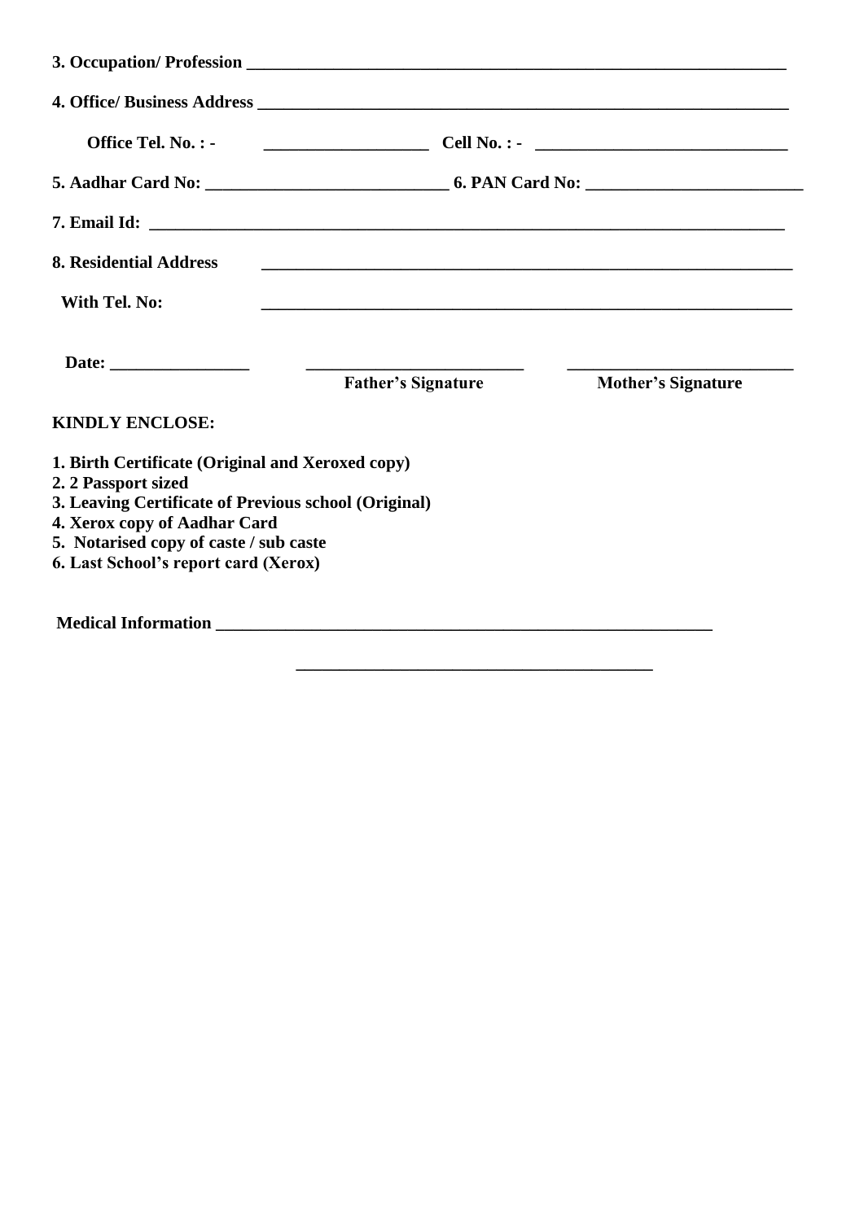**3. Occupation/ Profession** ___________________________________________________________________

**4. Office/ Business Address** ______________________________________________________________

**Office Tel. No. : -** ____________________ **Cell No. : -** ______________________________

**5. Aadhar Card No:** ____________________________ **6. PAN Card No:** _________________________

**7. Email Id:** ______________________________________________________________________________

**8. Residential Address** ______________________________________________________________

**With Tel. No:** ______________________________________________________________

**Date:** ________________ ________________________ ________________________

**Father's Signature** **Mother's Signature**

**KINDLY ENCLOSE:**

**1. Birth Certificate (Original and Xeroxed copy)**
**2. 2 Passport sized**
**3. Leaving Certificate of Previous school (Original)**
**4. Xerox copy of Aadhar Card**
**5. Notarised copy of caste / sub caste**
**6. Last School's report card (Xerox)**

**Medical Information** ___________________________________________________________

________________________________________